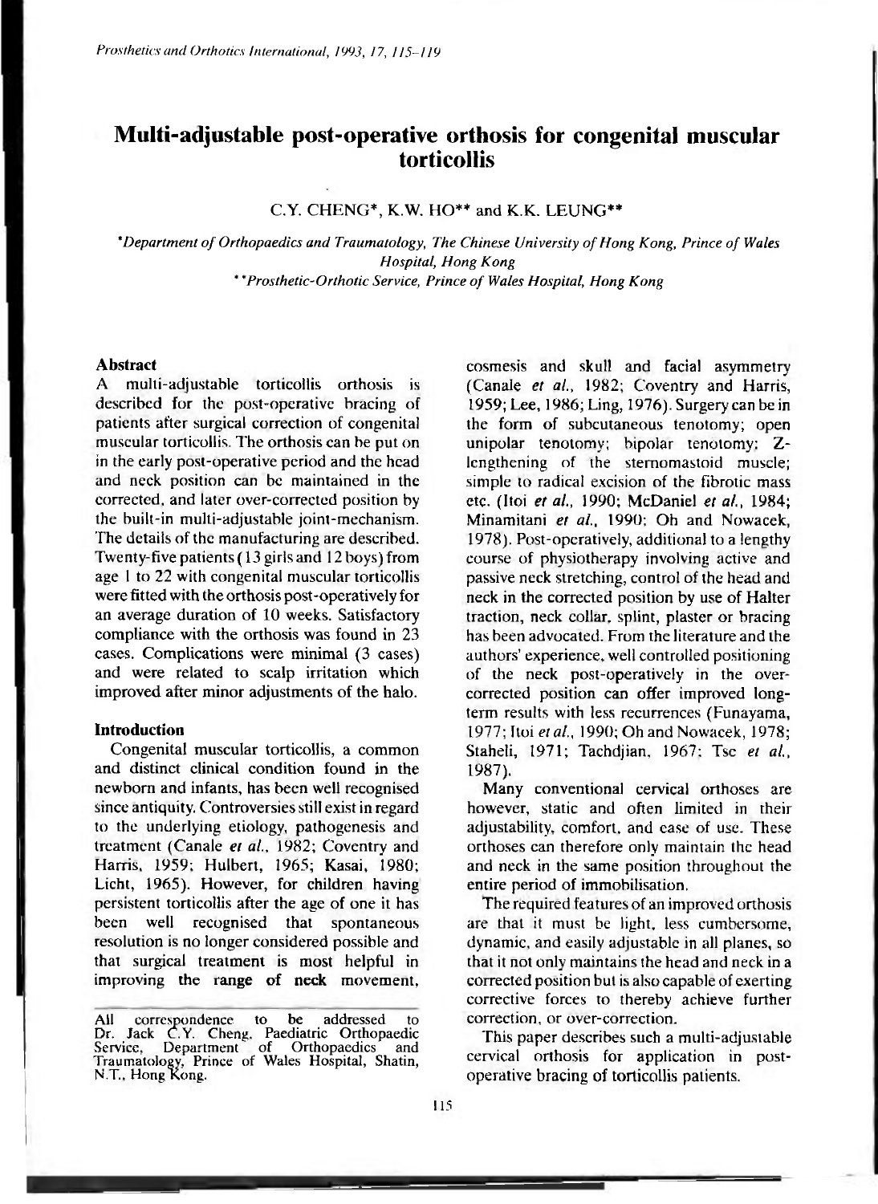# Multi-adjustable post-operative orthosis for congenital muscular torticollis

C.Y. CHENG*, K.W. HO** and K.K. LEUNG**

*Department of Orthopaedics and Traumatology, The Chinese University of Hong Kong, Prince of Wales Hospital, Hong Kong*

***Prosthetic-Orthotic Service, Prince of Wales Hospital, Hong Kong*

### Abstract

A multi-adjustable torticollis orthosis is described for the post-operative bracing of patients after surgical correction of congenital muscular torticollis. The orthosis can be put on in the early post-operative period and the head and neck position can be maintained in the corrected, and later over-corrected position by the built-in multi-adjustable joint-mechanism. The details of the manufacturing are described. Twenty-five patients (13 girls and 12 boys) from age 1 to 22 with congenital muscular torticollis were fitted with the orthosis post-operatively for an average duration of 10 weeks. Satisfactory compliance with the orthosis was found in 23 cases. Complications were minimal (3 cases) and were related to scalp irritation which improved after minor adjustments of the halo.

### Introduction

Congenital muscular torticollis, a common and distinct clinical condition found in the newborn and infants, has been well recognised since antiquity. Controversies still exist in regard to the underlying etiology, pathogenesis and treatment (Canale *et al.*, 1982; Coventry and Harris, 1959; Hulbert, 1965; Kasai, 1980; Licht, 1965). However, for children having persistent torticollis after the age of one it has been well recognised that spontaneous resolution is no longer considered possible and that surgical treatment is most helpful in improving the range of neck movement, cosmesis and skull and facial asymmetry (Canale *et al.*, 1982; Coventry and Harris, 1959; Lee, 1986; Ling, 1976). Surgery can be in the form of subcutaneous tenotomy; open unipolar tenotomy; bipolar tenotomy; Z-lengthening of the sternomastoid muscle; simple to radical excision of the fibrotic mass etc. (Itoi *et al.*, 1990; McDaniel *et al.*, 1984; Minamitani *et al.*, 1990; Oh and Nowacek, 1978). Post-operatively, additional to a lengthy course of physiotherapy involving active and passive neck stretching, control of the head and neck in the corrected position by use of Halter traction, neck collar, splint, plaster or bracing has been advocated. From the literature and the authors' experience, well controlled positioning of the neck post-operatively in the over-corrected position can offer improved long-term results with less recurrences (Funayama, 1977; Itoi *et al.*, 1990; Oh and Nowacek, 1978; Staheli, 1971; Tachdjian, 1967; Tse *et al.*, 1987).

Many conventional cervical orthoses are however, static and often limited in their adjustability, comfort, and ease of use. These orthoses can therefore only maintain the head and neck in the same position throughout the entire period of immobilisation.

The required features of an improved orthosis are that it must be light, less cumbersome, dynamic, and easily adjustable in all planes, so that it not only maintains the head and neck in a corrected position but is also capable of exerting corrective forces to thereby achieve further correction, or over-correction.

This paper describes such a multi-adjustable cervical orthosis for application in post-operative bracing of torticollis patients.

All correspondence to be addressed to Dr. Jack C.Y. Cheng, Paediatric Orthopaedic Service, Department of Orthopaedics and Traumatology, Prince of Wales Hospital, Shatin, N.T., Hong Kong.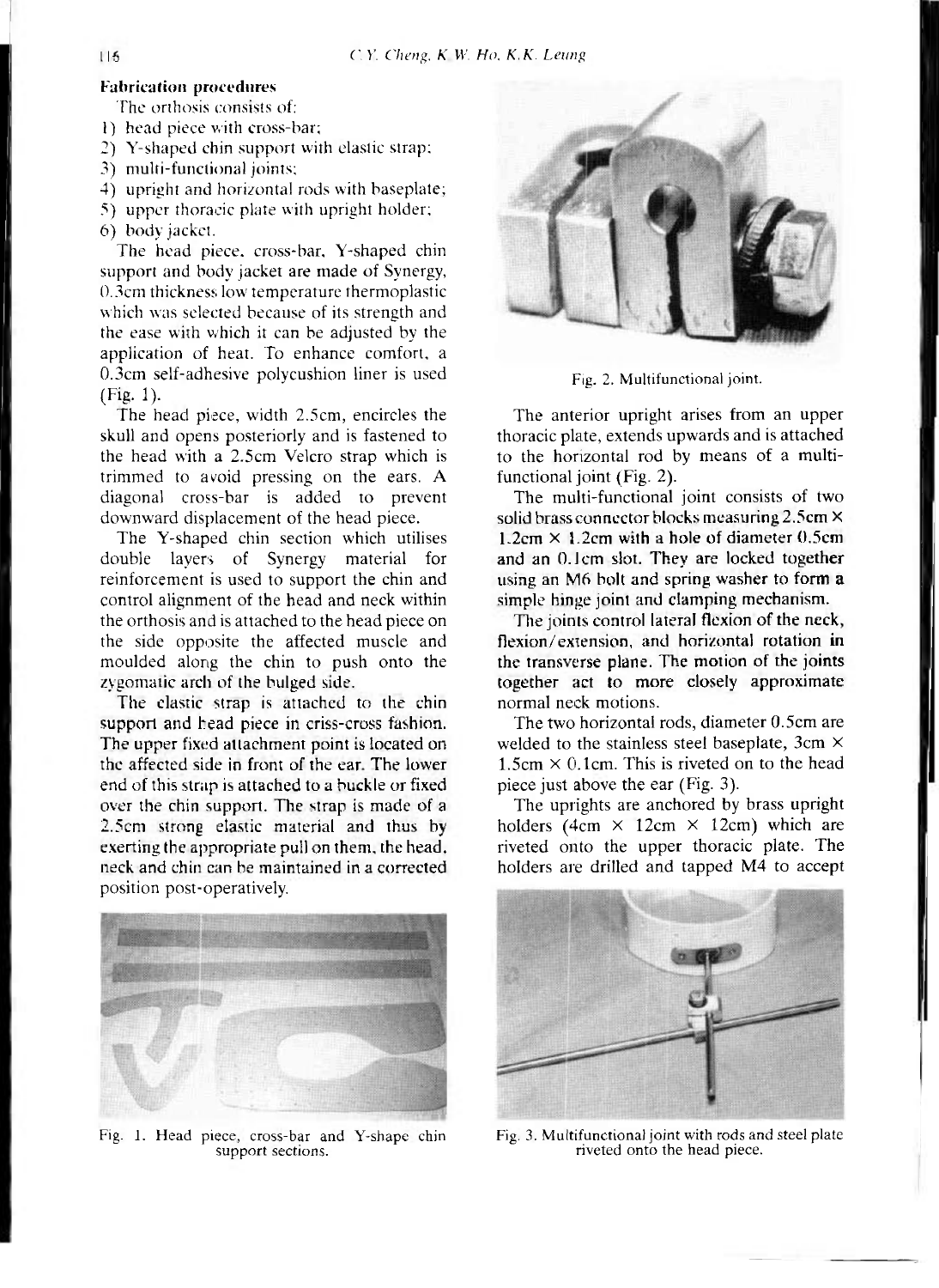### Fabrication procedures

The orthosis consists of:

1) head piece with cross-bar;
2) Y-shaped chin support with elastic strap;
3) multi-functional joints;
4) upright and horizontal rods with baseplate;
5) upper thoracic plate with upright holder;
6) body jacket.

The head piece, cross-bar, Y-shaped chin support and body jacket are made of Synergy, 0.3cm thickness low temperature thermoplastic which was selected because of its strength and the ease with which it can be adjusted by the application of heat. To enhance comfort, a 0.3cm self-adhesive polycushion liner is used (Fig. 1).

The head piece, width 2.5cm, encircles the skull and opens posteriorly and is fastened to the head with a 2.5cm Velcro strap which is trimmed to avoid pressing on the ears. A diagonal cross-bar is added to prevent downward displacement of the head piece.

The Y-shaped chin section which utilises double layers of Synergy material for reinforcement is used to support the chin and control alignment of the head and neck within the orthosis and is attached to the head piece on the side opposite the affected muscle and moulded along the chin to push onto the zygomatic arch of the bulged side.

The elastic strap is attached to the chin support and head piece in criss-cross fashion. The upper fixed attachment point is located on the affected side in front of the ear. The lower end of this strap is attached to a buckle or fixed over the chin support. The strap is made of a 2.5cm strong elastic material and thus by exerting the appropriate pull on them, the head, neck and chin can be maintained in a corrected position post-operatively.

Fig. 1. Head piece, cross-bar and Y-shape chin support sections.

Fig. 2. Multifunctional joint.

The anterior upright arises from an upper thoracic plate, extends upwards and is attached to the horizontal rod by means of a multi-functional joint (Fig. 2).

The multi-functional joint consists of two solid brass connector blocks measuring 2.5cm × 1.2cm × 1.2cm with a hole of diameter 0.5cm and an 0.1cm slot. They are locked together using an M6 bolt and spring washer to form a simple hinge joint and clamping mechanism.

The joints control lateral flexion of the neck, flexion/extension, and horizontal rotation in the transverse plane. The motion of the joints together act to more closely approximate normal neck motions.

The two horizontal rods, diameter 0.5cm are welded to the stainless steel baseplate, 3cm × 1.5cm × 0.1cm. This is riveted on to the head piece just above the ear (Fig. 3).

The uprights are anchored by brass upright holders (4cm × 12cm × 12cm) which are riveted onto the upper thoracic plate. The holders are drilled and tapped M4 to accept

Fig. 3. Multifunctional joint with rods and steel plate riveted onto the head piece.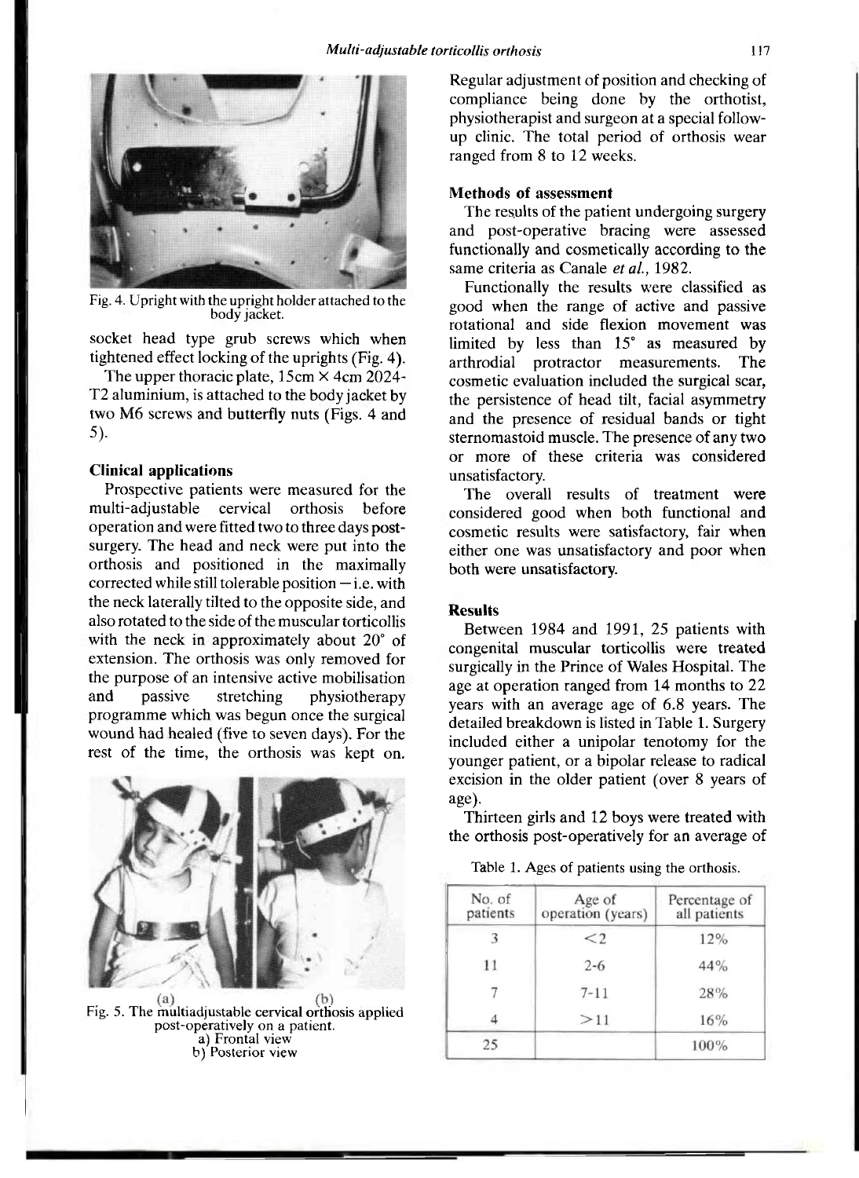Fig. 4. Upright with the upright holder attached to the body jacket.

socket head type grub screws which when tightened effect locking of the uprights (Fig. 4).

The upper thoracic plate, 15cm × 4cm 2024-T2 aluminium, is attached to the body jacket by two M6 screws and butterfly nuts (Figs. 4 and 5).

### Clinical applications

Prospective patients were measured for the multi-adjustable cervical orthosis before operation and were fitted two to three days post-surgery. The head and neck were put into the orthosis and positioned in the maximally corrected while still tolerable position – i.e. with the neck laterally tilted to the opposite side, and also rotated to the side of the muscular torticollis with the neck in approximately about 20° of extension. The orthosis was only removed for the purpose of an intensive active mobilisation and passive stretching physiotherapy programme which was begun once the surgical wound had healed (five to seven days). For the rest of the time, the orthosis was kept on.

Fig. 5. The multiadjustable cervical orthosis applied post-operatively on a patient.
a) Frontal view
b) Posterior view

Regular adjustment of position and checking of compliance being done by the orthotist, physiotherapist and surgeon at a special follow-up clinic. The total period of orthosis wear ranged from 8 to 12 weeks.

### Methods of assessment

The results of the patient undergoing surgery and post-operative bracing were assessed functionally and cosmetically according to the same criteria as Canale *et al.*, 1982.

Functionally the results were classified as good when the range of active and passive rotational and side flexion movement was limited by less than 15° as measured by arthrodial protractor measurements. The cosmetic evaluation included the surgical scar, the persistence of head tilt, facial asymmetry and the presence of residual bands or tight sternomastoid muscle. The presence of any two or more of these criteria was considered unsatisfactory.

The overall results of treatment were considered good when both functional and cosmetic results were satisfactory, fair when either one was unsatisfactory and poor when both were unsatisfactory.

## Results

Between 1984 and 1991, 25 patients with congenital muscular torticollis were treated surgically in the Prince of Wales Hospital. The age at operation ranged from 14 months to 22 years with an average age of 6.8 years. The detailed breakdown is listed in Table 1. Surgery included either a unipolar tenotomy for the younger patient, or a bipolar release to radical excision in the older patient (over 8 years of age).

Thirteen girls and 12 boys were treated with the orthosis post-operatively for an average of

Table 1. Ages of patients using the orthosis.

| No. of patients | Age of operation (years) | Percentage of all patients |
|---|---|---|
| 3 | <2 | 12% |
| 11 | 2-6 | 44% |
| 7 | 7-11 | 28% |
| 4 | >11 | 16% |
| 25 | | 100% |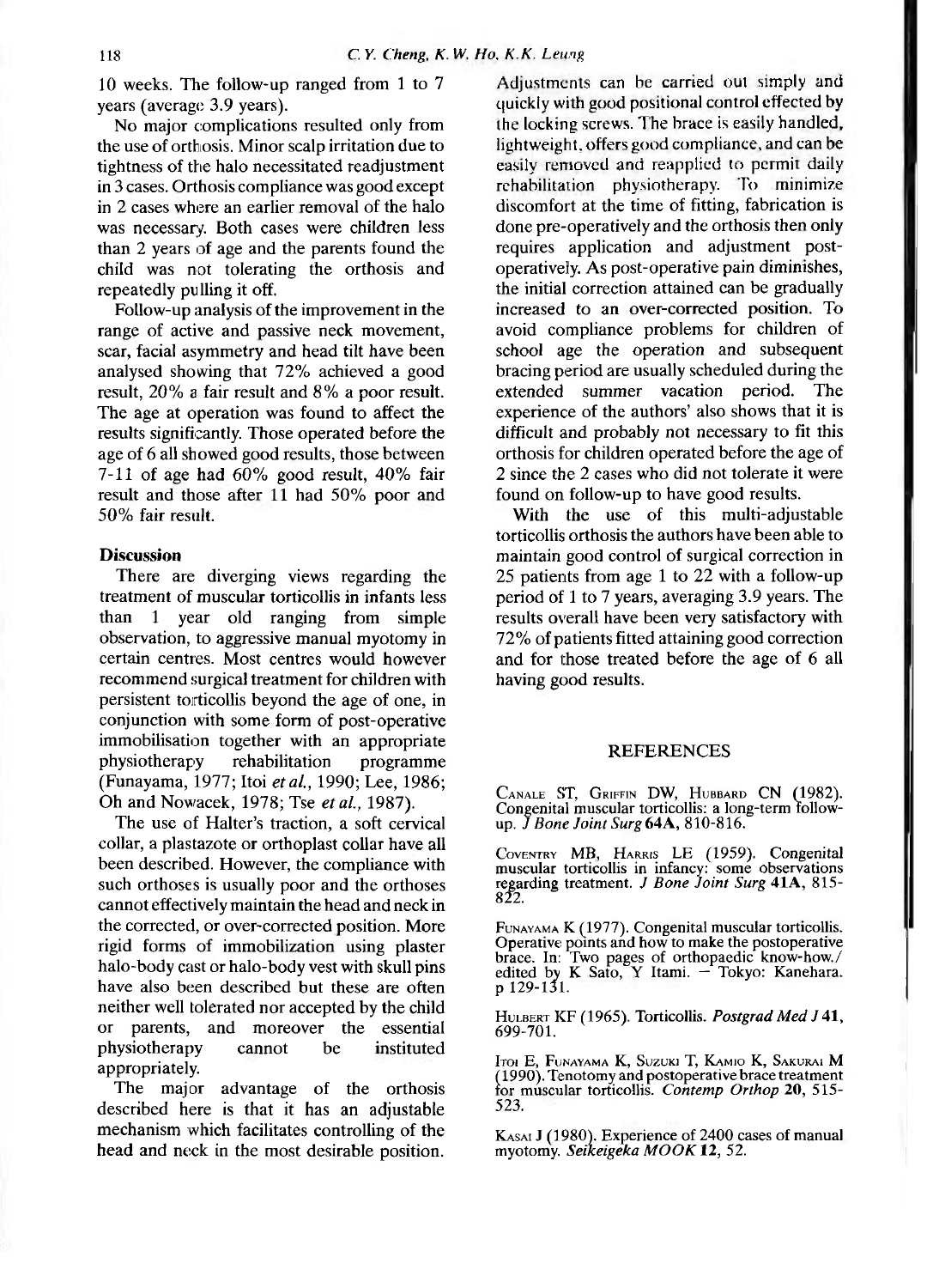10 weeks. The follow-up ranged from 1 to 7 years (average 3.9 years).

No major complications resulted only from the use of orthosis. Minor scalp irritation due to tightness of the halo necessitated readjustment in 3 cases. Orthosis compliance was good except in 2 cases where an earlier removal of the halo was necessary. Both cases were children less than 2 years of age and the parents found the child was not tolerating the orthosis and repeatedly pulling it off.

Follow-up analysis of the improvement in the range of active and passive neck movement, scar, facial asymmetry and head tilt have been analysed showing that 72% achieved a good result, 20% a fair result and 8% a poor result. The age at operation was found to affect the results significantly. Those operated before the age of 6 all showed good results, those between 7-11 of age had 60% good result, 40% fair result and those after 11 had 50% poor and 50% fair result.

## Discussion

There are diverging views regarding the treatment of muscular torticollis in infants less than 1 year old ranging from simple observation, to aggressive manual myotomy in certain centres. Most centres would however recommend surgical treatment for children with persistent torticollis beyond the age of one, in conjunction with some form of post-operative immobilisation together with an appropriate physiotherapy rehabilitation programme (Funayama, 1977; Itoi *et al.*, 1990; Lee, 1986; Oh and Nowacek, 1978; Tse *et al.*, 1987).

The use of Halter's traction, a soft cervical collar, a plastazote or orthoplast collar have all been described. However, the compliance with such orthoses is usually poor and the orthoses cannot effectively maintain the head and neck in the corrected, or over-corrected position. More rigid forms of immobilization using plaster halo-body cast or halo-body vest with skull pins have also been described but these are often neither well tolerated nor accepted by the child or parents, and moreover the essential physiotherapy cannot be instituted appropriately.

The major advantage of the orthosis described here is that it has an adjustable mechanism which facilitates controlling of the head and neck in the most desirable position. Adjustments can be carried out simply and quickly with good positional control effected by the locking screws. The brace is easily handled, lightweight, offers good compliance, and can be easily removed and reapplied to permit daily rehabilitation physiotherapy. To minimize discomfort at the time of fitting, fabrication is done pre-operatively and the orthosis then only requires application and adjustment post-operatively. As post-operative pain diminishes, the initial correction attained can be gradually increased to an over-corrected position. To avoid compliance problems for children of school age the operation and subsequent bracing period are usually scheduled during the extended summer vacation period. The experience of the authors' also shows that it is difficult and probably not necessary to fit this orthosis for children operated before the age of 2 since the 2 cases who did not tolerate it were found on follow-up to have good results.

With the use of this multi-adjustable torticollis orthosis the authors have been able to maintain good control of surgical correction in 25 patients from age 1 to 22 with a follow-up period of 1 to 7 years, averaging 3.9 years. The results overall have been very satisfactory with 72% of patients fitted attaining good correction and for those treated before the age of 6 all having good results.

## REFERENCES

Canale ST, Griffin DW, Hubbard CN (1982). Congenital muscular torticollis: a long-term follow-up. *J Bone Joint Surg* **64A**, 810-816.

Coventry MB, Harris LE (1959). Congenital muscular torticollis in infancy: some observations regarding treatment. *J Bone Joint Surg* **41A**, 815-822.

Funayama K (1977). Congenital muscular torticollis. Operative points and how to make the postoperative brace. In: Two pages of orthopaedic know-how./ edited by K Sato, Y Itami. — Tokyo: Kanehara. p 129-131.

Hulbert KF (1965). Torticollis. *Postgrad Med J* **41**, 699-701.

Itoi E, Funayama K, Suzuki T, Kamio K, Sakurai M (1990). Tenotomy and postoperative brace treatment for muscular torticollis. *Contemp Orthop* **20**, 515-523.

Kasai J (1980). Experience of 2400 cases of manual myotomy. *Seikeigeka MOOK* **12**, 52.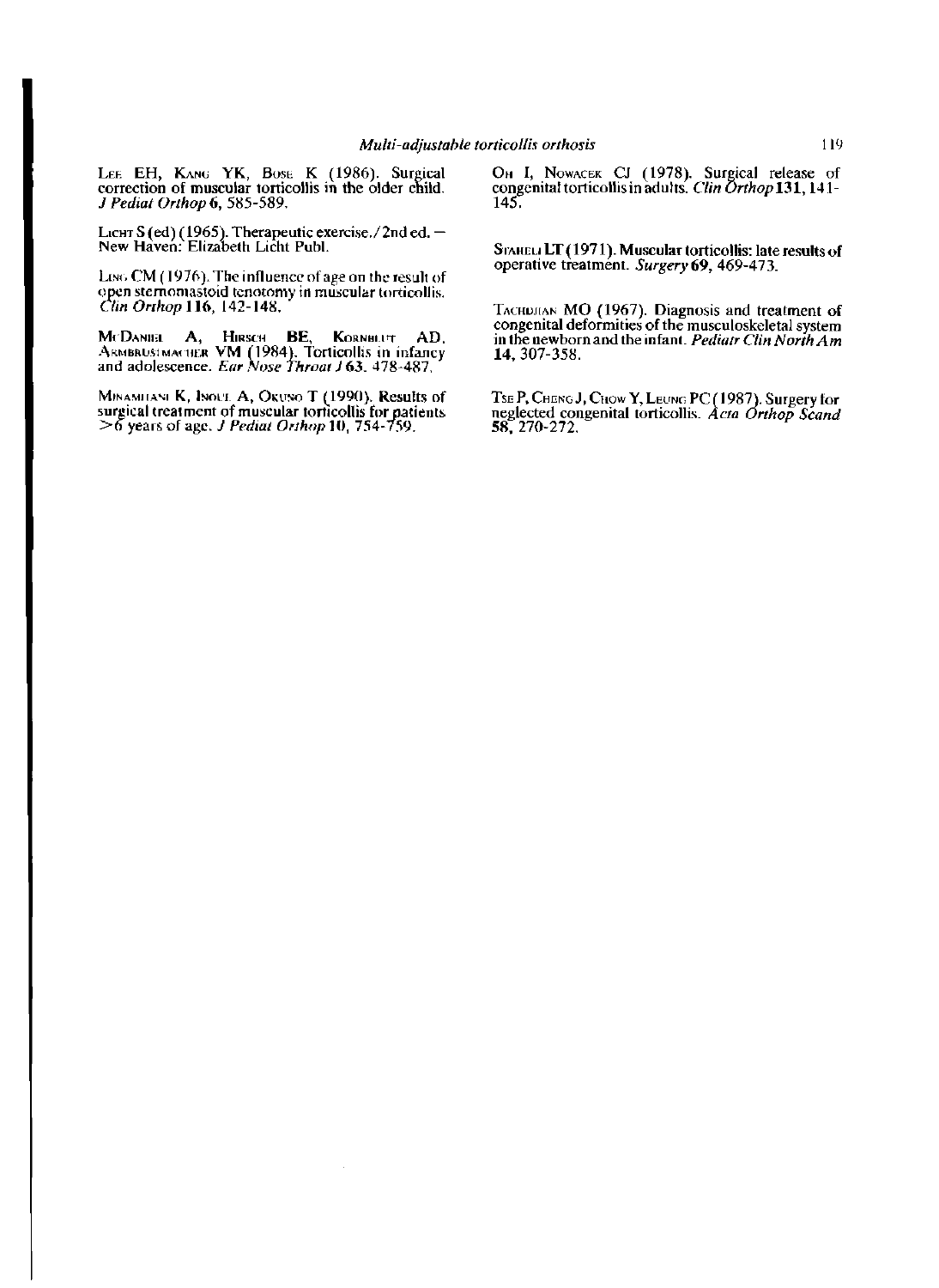Lee EH, Kang YK, Bose K (1986). Surgical correction of muscular torticollis in the older child. *J Pediat Orthop* **6**, 585-589.

Licht S (ed) (1965). Therapeutic exercise./2nd ed. — New Haven: Elizabeth Licht Publ.

Ling CM (1976). The influence of age on the result of open sternomastoid tenotomy in muscular torticollis. *Clin Orthop* **116**, 142-148.

McDaniel A, Hirsch BE, Kornblut AD, Armbrustmacher VM (1984). Torticollis in infancy and adolescence. *Ear Nose Throat J* **63**, 478-487.

Minamitani K, Inoue A, Okuno T (1990). Results of surgical treatment of muscular torticollis for patients >6 years of age. *J Pediat Orthop* **10**, 754-759.

Oh I, Nowacek CJ (1978). Surgical release of congenital torticollis in adults. *Clin Orthop* **131**, 141-145.

Staheli LT (1971). Muscular torticollis: late results of operative treatment. *Surgery* **69**, 469-473.

Tachdjian MO (1967). Diagnosis and treatment of congenital deformities of the musculoskeletal system in the newborn and the infant. *Pediatr Clin North Am* **14**, 307-358.

Tse P, Cheng J, Chow Y, Leung PC (1987). Surgery for neglected congenital torticollis. *Acta Orthop Scand* **58**, 270-272.